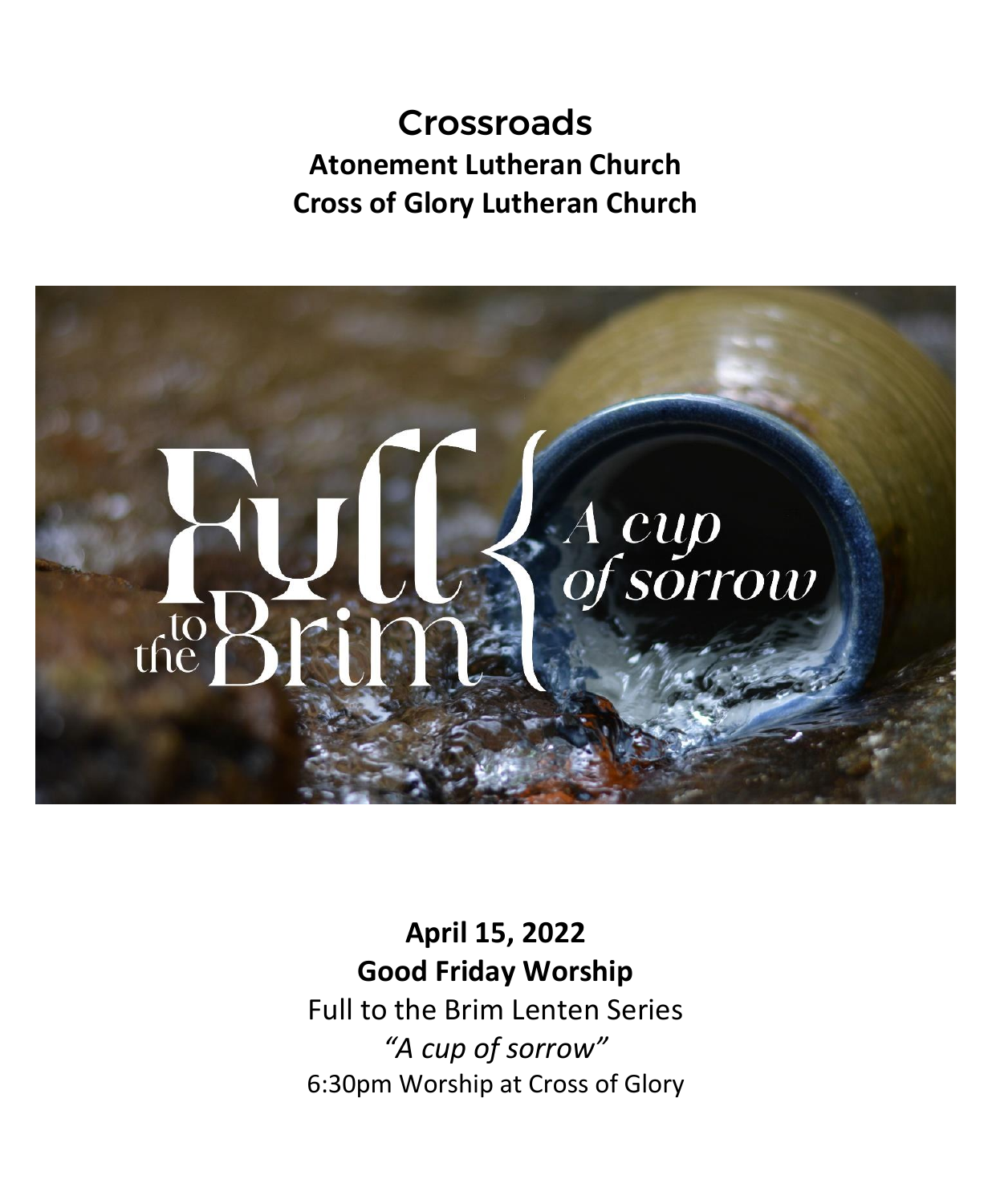# Crossroads

**Atonement Lutheran Church**
**Cross of Glory Lutheran Church**

**April 15, 2022**
**Good Friday Worship**

Full to the Brim Lenten Series

*"A cup of sorrow"*

6:30pm Worship at Cross of Glory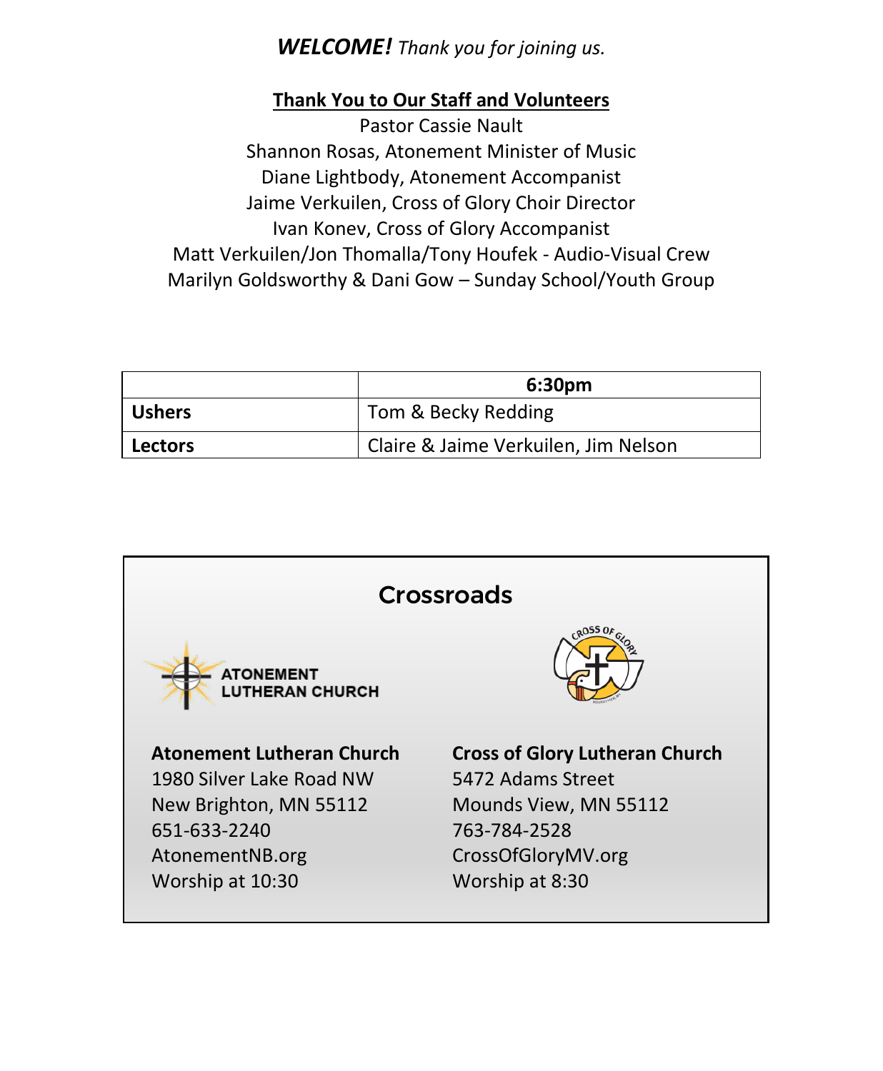***WELCOME!*** *Thank you for joining us.*

**Thank You to Our Staff and Volunteers**

Pastor Cassie Nault
Shannon Rosas, Atonement Minister of Music
Diane Lightbody, Atonement Accompanist
Jaime Verkuilen, Cross of Glory Choir Director
Ivan Konev, Cross of Glory Accompanist
Matt Verkuilen/Jon Thomalla/Tony Houfek - Audio-Visual Crew
Marilyn Goldsworthy & Dani Gow – Sunday School/Youth Group

| | **6:30pm** |
|---|---|
| **Ushers** | Tom & Becky Redding |
| **Lectors** | Claire & Jaime Verkuilen, Jim Nelson |

## Crossroads

ATONEMENT LUTHERAN CHURCH

CROSS OF GLORY

**Atonement Lutheran Church**
1980 Silver Lake Road NW
New Brighton, MN 55112
651-633-2240
AtonementNB.org
Worship at 10:30

**Cross of Glory Lutheran Church**
5472 Adams Street
Mounds View, MN 55112
763-784-2528
CrossOfGloryMV.org
Worship at 8:30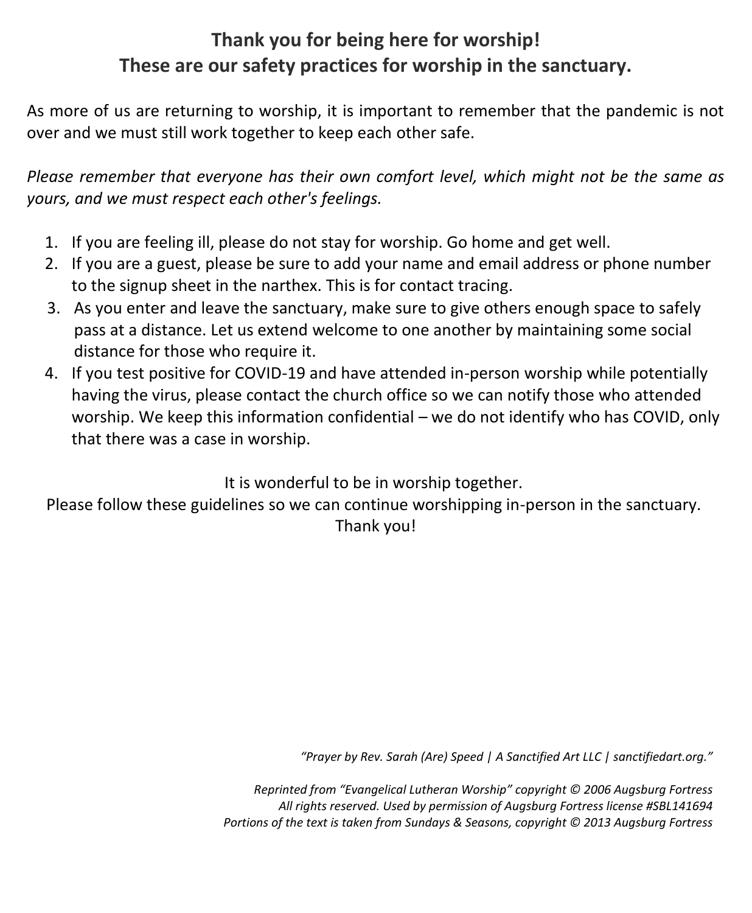**Thank you for being here for worship!**
**These are our safety practices for worship in the sanctuary.**

As more of us are returning to worship, it is important to remember that the pandemic is not over and we must still work together to keep each other safe.

*Please remember that everyone has their own comfort level, which might not be the same as yours, and we must respect each other's feelings.*

1. If you are feeling ill, please do not stay for worship. Go home and get well.
2. If you are a guest, please be sure to add your name and email address or phone number to the signup sheet in the narthex. This is for contact tracing.
3. As you enter and leave the sanctuary, make sure to give others enough space to safely pass at a distance. Let us extend welcome to one another by maintaining some social distance for those who require it.
4. If you test positive for COVID-19 and have attended in-person worship while potentially having the virus, please contact the church office so we can notify those who attended worship. We keep this information confidential – we do not identify who has COVID, only that there was a case in worship.

It is wonderful to be in worship together.
Please follow these guidelines so we can continue worshipping in-person in the sanctuary.
Thank you!

*"Prayer by Rev. Sarah (Are) Speed | A Sanctified Art LLC | sanctifiedart.org."*

*Reprinted from "Evangelical Lutheran Worship" copyright © 2006 Augsburg Fortress*
*All rights reserved. Used by permission of Augsburg Fortress license #SBL141694*
*Portions of the text is taken from Sundays & Seasons, copyright © 2013 Augsburg Fortress*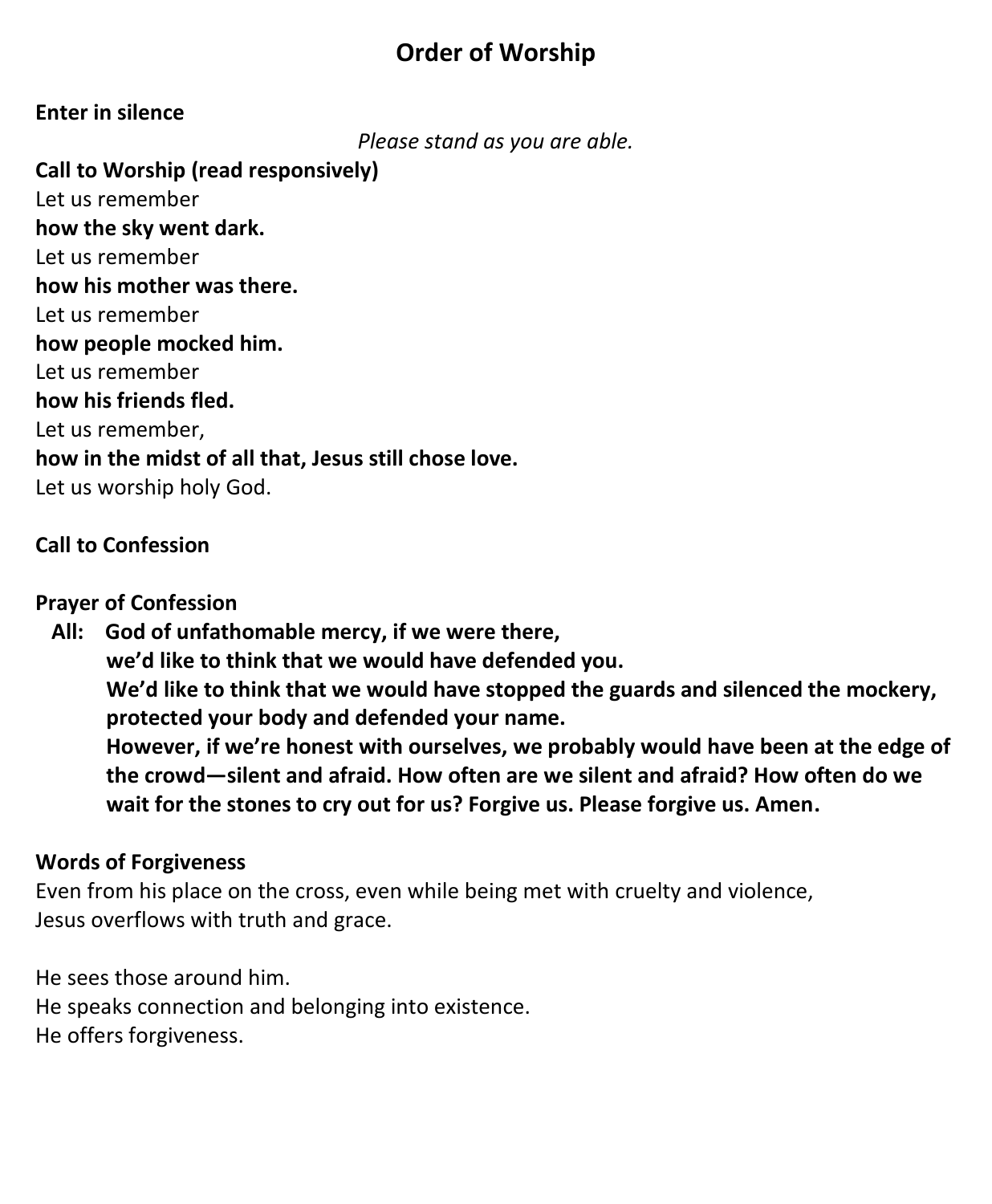# Order of Worship

**Enter in silence**

*Please stand as you are able.*

**Call to Worship (read responsively)**

Let us remember
**how the sky went dark.**
Let us remember
**how his mother was there.**
Let us remember
**how people mocked him.**
Let us remember
**how his friends fled.**
Let us remember,
**how in the midst of all that, Jesus still chose love.**
Let us worship holy God.

**Call to Confession**

**Prayer of Confession**

**All: God of unfathomable mercy, if we were there,
we'd like to think that we would have defended you.
We'd like to think that we would have stopped the guards and silenced the mockery, protected your body and defended your name.
However, if we're honest with ourselves, we probably would have been at the edge of the crowd—silent and afraid. How often are we silent and afraid? How often do we wait for the stones to cry out for us? Forgive us. Please forgive us. Amen.**

**Words of Forgiveness**

Even from his place on the cross, even while being met with cruelty and violence,
Jesus overflows with truth and grace.

He sees those around him.
He speaks connection and belonging into existence.
He offers forgiveness.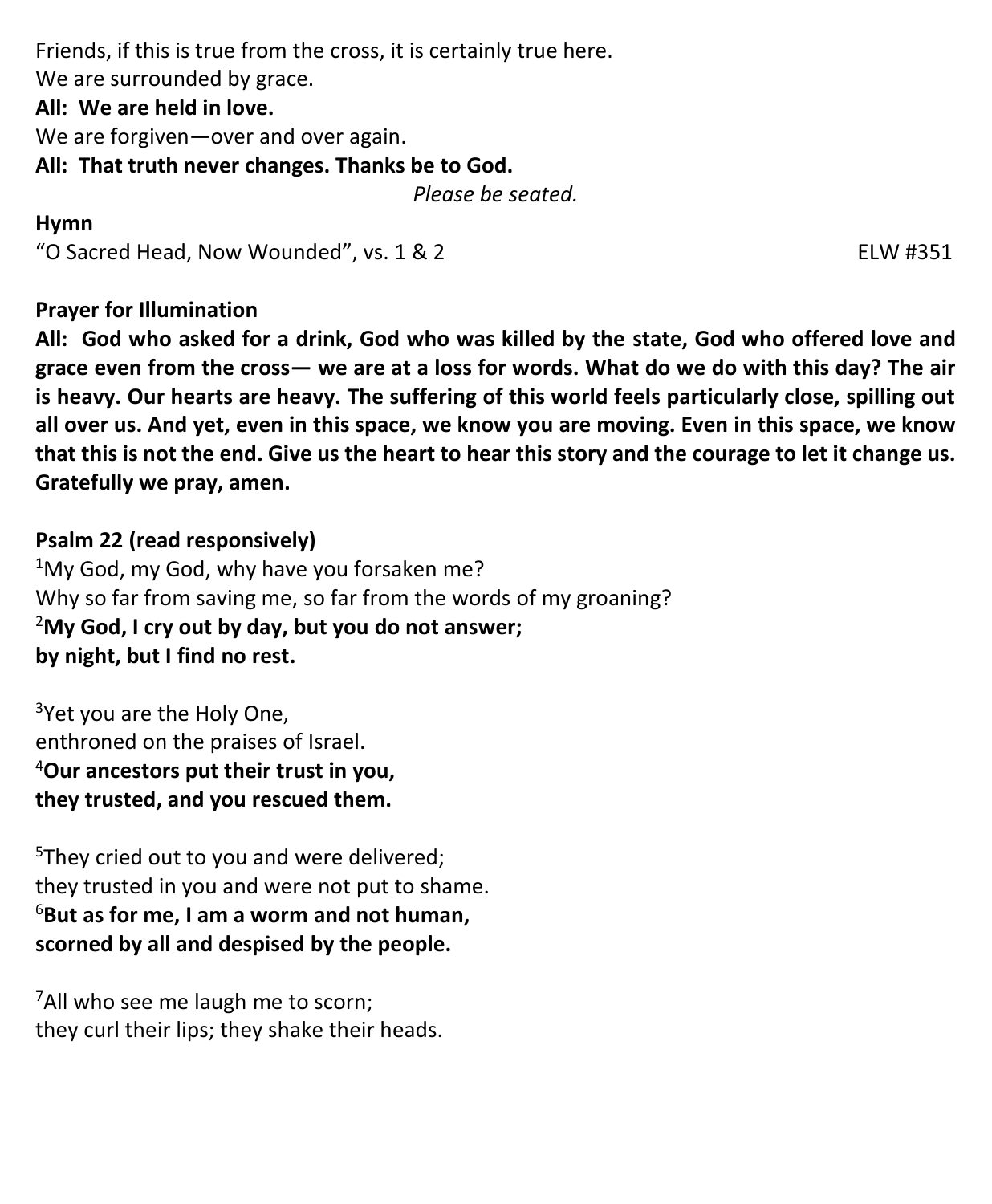Friends, if this is true from the cross, it is certainly true here.
We are surrounded by grace.
**All: We are held in love.**
We are forgiven—over and over again.
**All: That truth never changes. Thanks be to God.**

*Please be seated.*

**Hymn**
"O Sacred Head, Now Wounded", vs. 1 & 2 ELW #351

**Prayer for Illumination**
**All: God who asked for a drink, God who was killed by the state, God who offered love and grace even from the cross— we are at a loss for words. What do we do with this day? The air is heavy. Our hearts are heavy. The suffering of this world feels particularly close, spilling out all over us. And yet, even in this space, we know you are moving. Even in this space, we know that this is not the end. Give us the heart to hear this story and the courage to let it change us. Gratefully we pray, amen.**

**Psalm 22 (read responsively)**
[1]My God, my God, why have you forsaken me?
Why so far from saving me, so far from the words of my groaning?
[2]**My God, I cry out by day, but you do not answer;**
**by night, but I find no rest.**

[3]Yet you are the Holy One,
enthroned on the praises of Israel.
[4]**Our ancestors put their trust in you,**
**they trusted, and you rescued them.**

[5]They cried out to you and were delivered;
they trusted in you and were not put to shame.
[6]**But as for me, I am a worm and not human,**
**scorned by all and despised by the people.**

[7]All who see me laugh me to scorn;
they curl their lips; they shake their heads.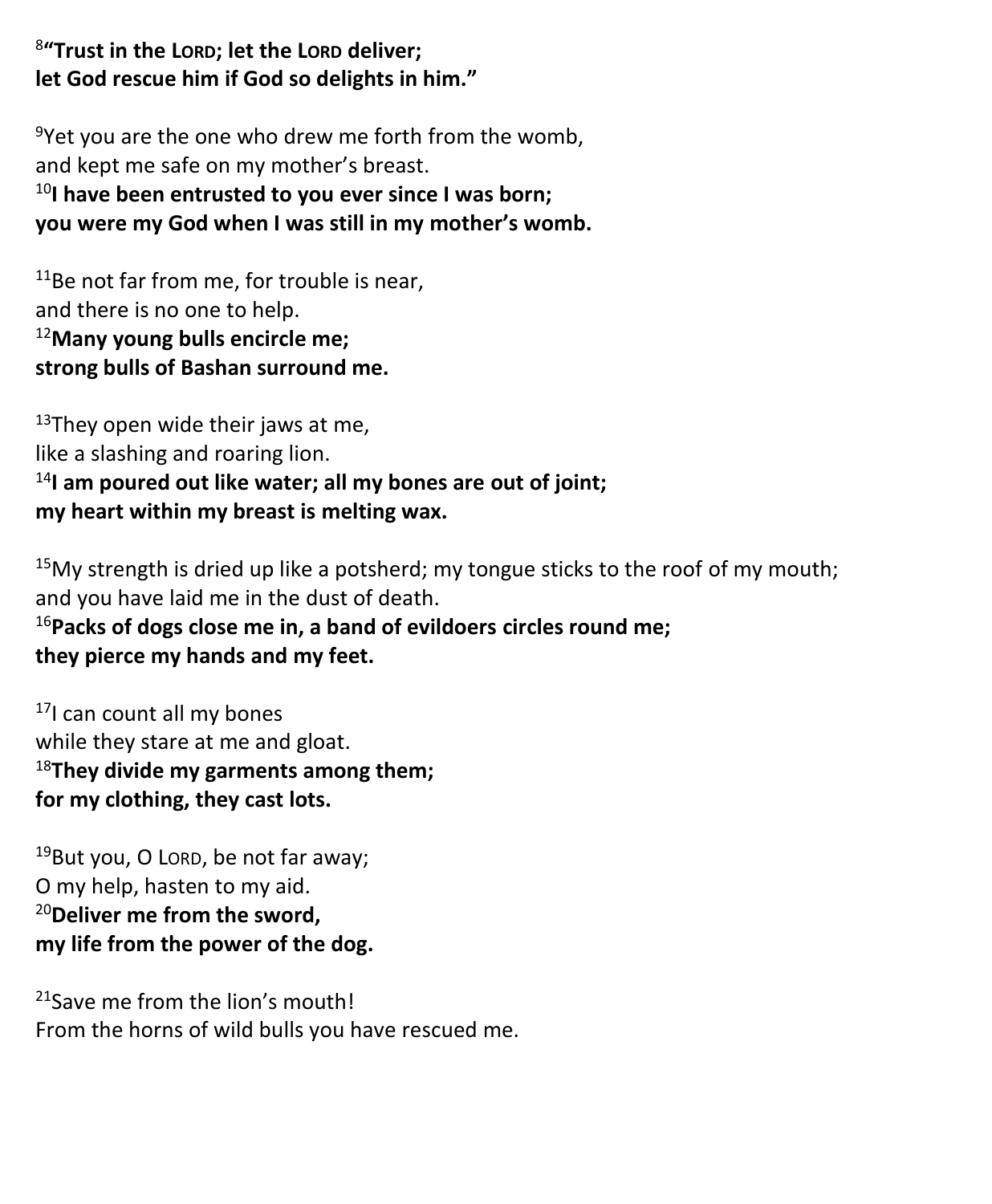[8]**"Trust in the LORD; let the LORD deliver;**
**let God rescue him if God so delights in him."**

[9]Yet you are the one who drew me forth from the womb,
and kept me safe on my mother's breast.
[10]**I have been entrusted to you ever since I was born;**
**you were my God when I was still in my mother's womb.**

[11]Be not far from me, for trouble is near,
and there is no one to help.
[12]**Many young bulls encircle me;**
**strong bulls of Bashan surround me.**

[13]They open wide their jaws at me,
like a slashing and roaring lion.
[14]**I am poured out like water; all my bones are out of joint;**
**my heart within my breast is melting wax.**

[15]My strength is dried up like a potsherd; my tongue sticks to the roof of my mouth;
and you have laid me in the dust of death.
[16]**Packs of dogs close me in, a band of evildoers circles round me;**
**they pierce my hands and my feet.**

[17]I can count all my bones
while they stare at me and gloat.
[18]**They divide my garments among them;**
**for my clothing, they cast lots.**

[19]But you, O LORD, be not far away;
O my help, hasten to my aid.
[20]**Deliver me from the sword,**
**my life from the power of the dog.**

[21]Save me from the lion's mouth!
From the horns of wild bulls you have rescued me.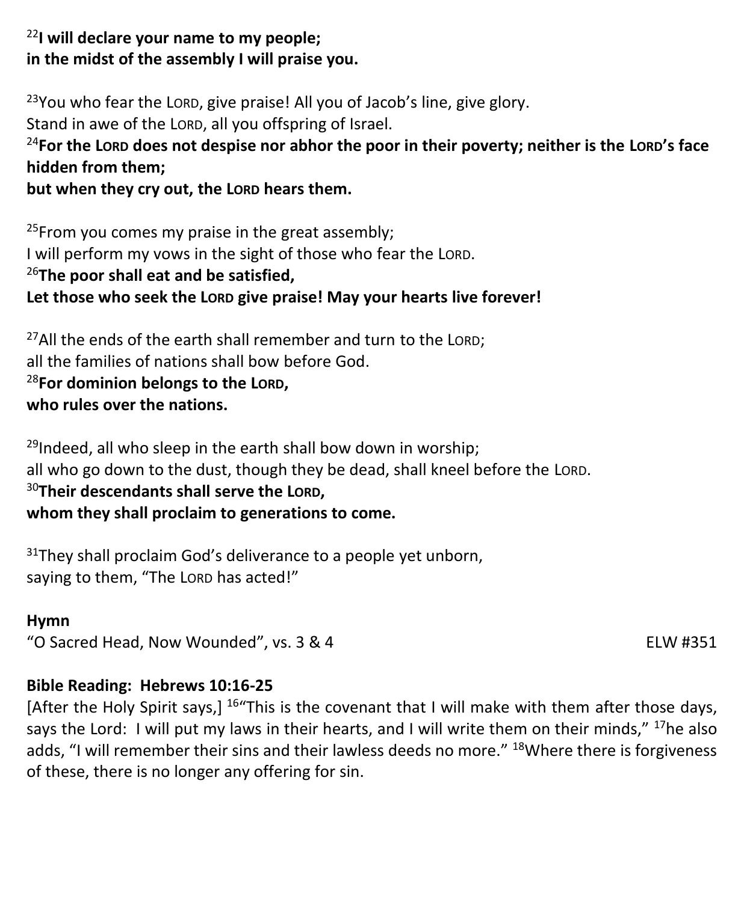[22]**I will declare your name to my people;**
**in the midst of the assembly I will praise you.**

[23]You who fear the LORD, give praise! All you of Jacob's line, give glory.
Stand in awe of the LORD, all you offspring of Israel.
[24]**For the LORD does not despise nor abhor the poor in their poverty; neither is the LORD's face hidden from them;**
**but when they cry out, the LORD hears them.**

[25]From you comes my praise in the great assembly;
I will perform my vows in the sight of those who fear the LORD.
[26]**The poor shall eat and be satisfied,**
**Let those who seek the LORD give praise! May your hearts live forever!**

[27]All the ends of the earth shall remember and turn to the LORD;
all the families of nations shall bow before God.
[28]**For dominion belongs to the LORD,**
**who rules over the nations.**

[29]Indeed, all who sleep in the earth shall bow down in worship;
all who go down to the dust, though they be dead, shall kneel before the LORD.
[30]**Their descendants shall serve the LORD,**
**whom they shall proclaim to generations to come.**

[31]They shall proclaim God's deliverance to a people yet unborn,
saying to them, "The LORD has acted!"

**Hymn**
"O Sacred Head, Now Wounded", vs. 3 & 4 ELW #351

**Bible Reading: Hebrews 10:16-25**
[After the Holy Spirit says,] [16]"This is the covenant that I will make with them after those days, says the Lord: I will put my laws in their hearts, and I will write them on their minds," [17]he also adds, "I will remember their sins and their lawless deeds no more." [18]Where there is forgiveness of these, there is no longer any offering for sin.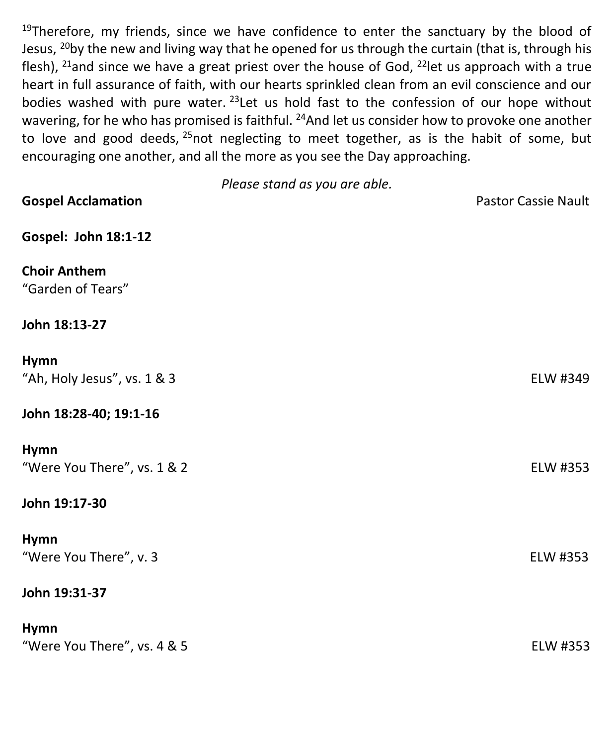[19]Therefore, my friends, since we have confidence to enter the sanctuary by the blood of Jesus, [20]by the new and living way that he opened for us through the curtain (that is, through his flesh), [21]and since we have a great priest over the house of God, [22]let us approach with a true heart in full assurance of faith, with our hearts sprinkled clean from an evil conscience and our bodies washed with pure water. [23]Let us hold fast to the confession of our hope without wavering, for he who has promised is faithful. [24]And let us consider how to provoke one another to love and good deeds, [25]not neglecting to meet together, as is the habit of some, but encouraging one another, and all the more as you see the Day approaching.

*Please stand as you are able.*

**Gospel Acclamation** Pastor Cassie Nault

**Gospel: John 18:1-12**

**Choir Anthem**
"Garden of Tears"

**John 18:13-27**

**Hymn**
"Ah, Holy Jesus", vs. 1 & 3 ELW #349

**John 18:28-40; 19:1-16**

**Hymn**
"Were You There", vs. 1 & 2 ELW #353

**John 19:17-30**

**Hymn**
"Were You There", v. 3 ELW #353

**John 19:31-37**

**Hymn**
"Were You There", vs. 4 & 5 ELW #353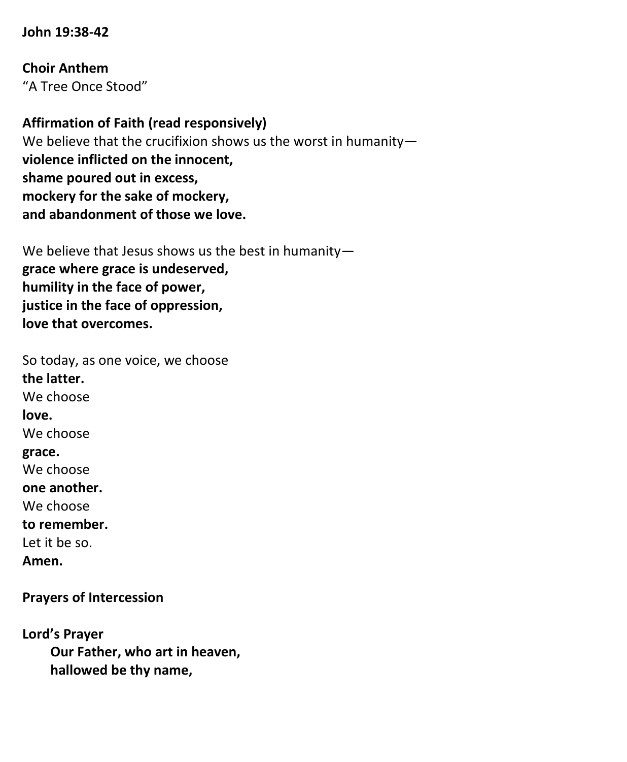**John 19:38-42**

**Choir Anthem**
"A Tree Once Stood"

**Affirmation of Faith (read responsively)**
We believe that the crucifixion shows us the worst in humanity—
**violence inflicted on the innocent,**
**shame poured out in excess,**
**mockery for the sake of mockery,**
**and abandonment of those we love.**

We believe that Jesus shows us the best in humanity—
**grace where grace is undeserved,**
**humility in the face of power,**
**justice in the face of oppression,**
**love that overcomes.**

So today, as one voice, we choose
**the latter.**
We choose
**love.**
We choose
**grace.**
We choose
**one another.**
We choose
**to remember.**
Let it be so.
**Amen.**

**Prayers of Intercession**

**Lord's Prayer**

> **Our Father, who art in heaven,**
> **hallowed be thy name,**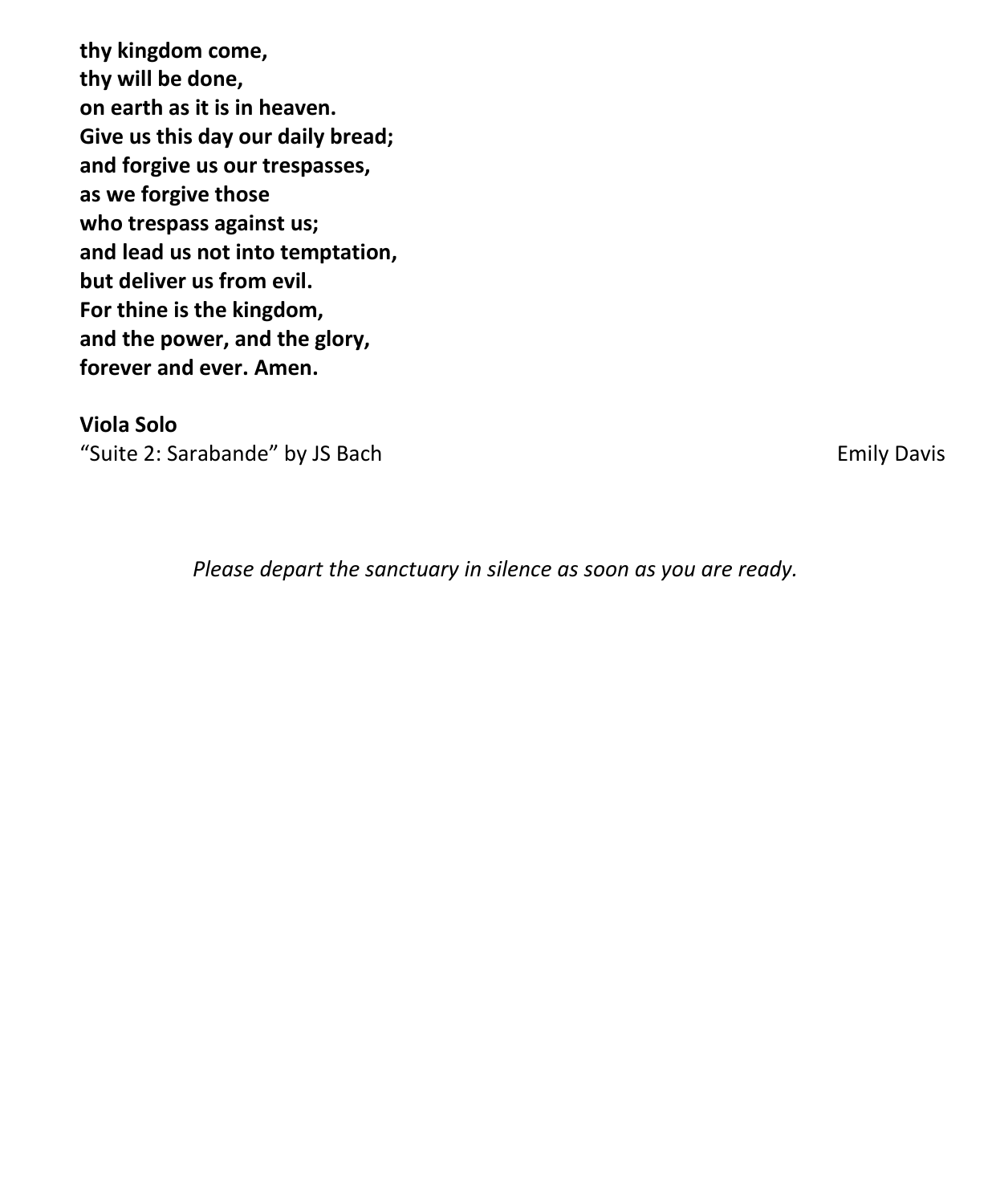**thy kingdom come,**
**thy will be done,**
**on earth as it is in heaven.**
**Give us this day our daily bread;**
**and forgive us our trespasses,**
**as we forgive those**
**who trespass against us;**
**and lead us not into temptation,**
**but deliver us from evil.**
**For thine is the kingdom,**
**and the power, and the glory,**
**forever and ever. Amen.**

**Viola Solo**
"Suite 2: Sarabande" by JS Bach — Emily Davis

*Please depart the sanctuary in silence as soon as you are ready.*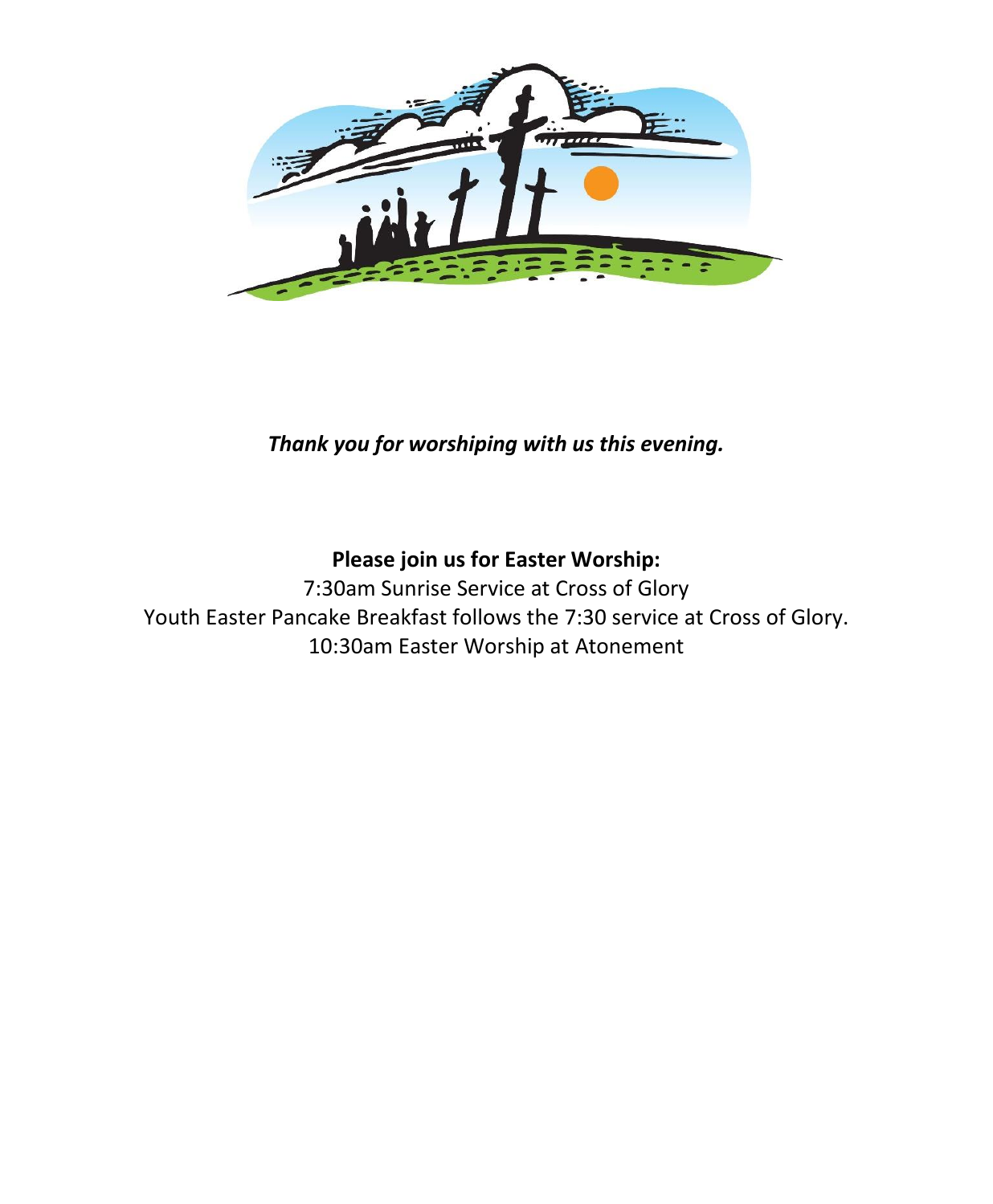*Thank you for worshiping with us this evening.*

**Please join us for Easter Worship:**

7:30am Sunrise Service at Cross of Glory

Youth Easter Pancake Breakfast follows the 7:30 service at Cross of Glory.

10:30am Easter Worship at Atonement